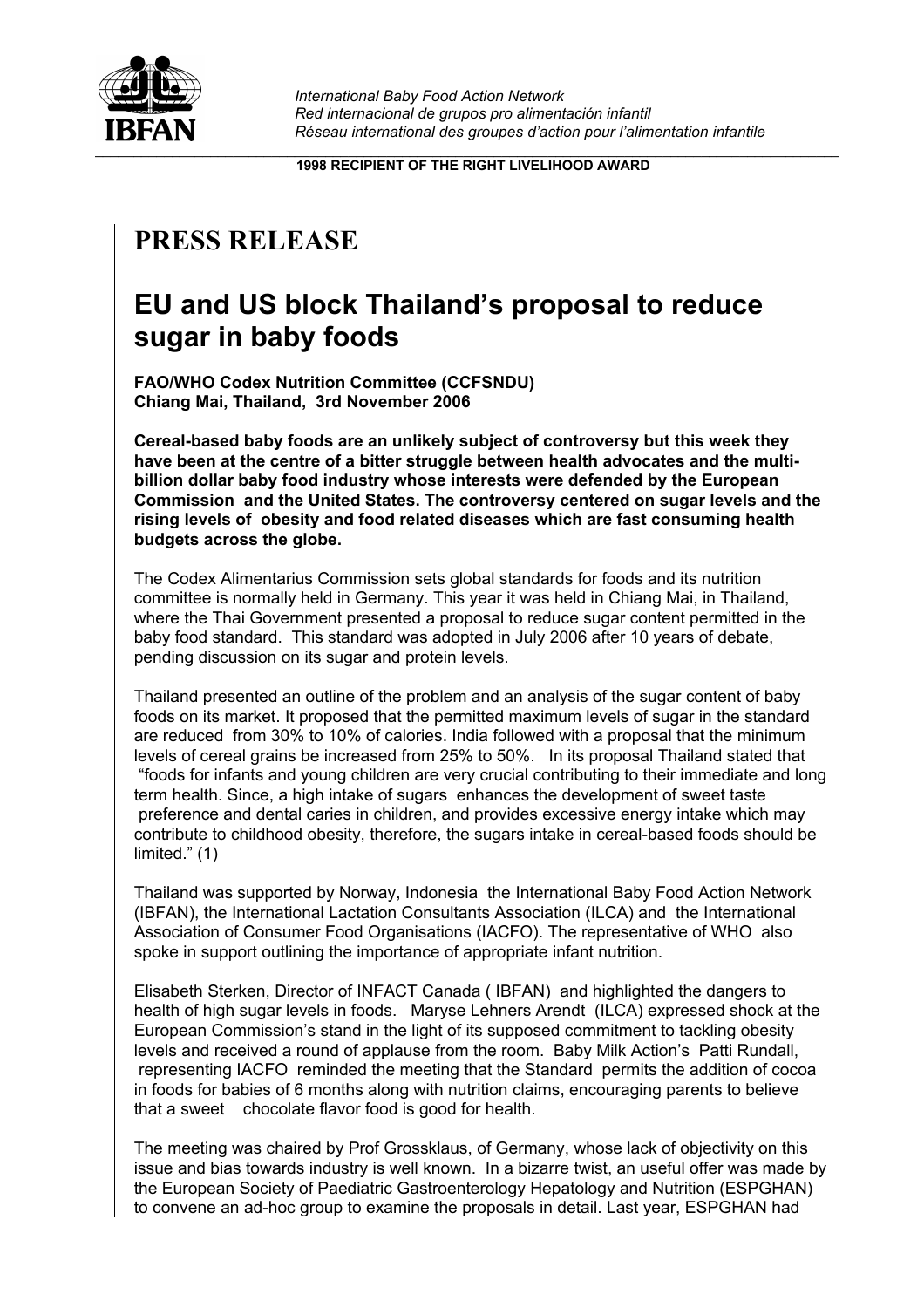IBFAN

*International Baby Food Action Network*
*Red internacional de grupos pro alimentación infantil*
*Réseau international des groupes d'action pour l'alimentation infantile*

**1998 RECIPIENT OF THE RIGHT LIVELIHOOD AWARD**

# PRESS RELEASE

## EU and US block Thailand's proposal to reduce sugar in baby foods

**FAO/WHO Codex Nutrition Committee (CCFSNDU)**
**Chiang Mai, Thailand, 3rd November 2006**

**Cereal-based baby foods are an unlikely subject of controversy but this week they have been at the centre of a bitter struggle between health advocates and the multi-billion dollar baby food industry whose interests were defended by the European Commission and the United States. The controversy centered on sugar levels and the rising levels of obesity and food related diseases which are fast consuming health budgets across the globe.**

The Codex Alimentarius Commission sets global standards for foods and its nutrition committee is normally held in Germany. This year it was held in Chiang Mai, in Thailand, where the Thai Government presented a proposal to reduce sugar content permitted in the baby food standard. This standard was adopted in July 2006 after 10 years of debate, pending discussion on its sugar and protein levels.

Thailand presented an outline of the problem and an analysis of the sugar content of baby foods on its market. It proposed that the permitted maximum levels of sugar in the standard are reduced from 30% to 10% of calories. India followed with a proposal that the minimum levels of cereal grains be increased from 25% to 50%. In its proposal Thailand stated that "foods for infants and young children are very crucial contributing to their immediate and long term health. Since, a high intake of sugars enhances the development of sweet taste preference and dental caries in children, and provides excessive energy intake which may contribute to childhood obesity, therefore, the sugars intake in cereal-based foods should be limited." (1)

Thailand was supported by Norway, Indonesia the International Baby Food Action Network (IBFAN), the International Lactation Consultants Association (ILCA) and the International Association of Consumer Food Organisations (IACFO). The representative of WHO also spoke in support outlining the importance of appropriate infant nutrition.

Elisabeth Sterken, Director of INFACT Canada ( IBFAN) and highlighted the dangers to health of high sugar levels in foods. Maryse Lehners Arendt (ILCA) expressed shock at the European Commission's stand in the light of its supposed commitment to tackling obesity levels and received a round of applause from the room. Baby Milk Action's Patti Rundall, representing IACFO reminded the meeting that the Standard permits the addition of cocoa in foods for babies of 6 months along with nutrition claims, encouraging parents to believe that a sweet chocolate flavor food is good for health.

The meeting was chaired by Prof Grossklaus, of Germany, whose lack of objectivity on this issue and bias towards industry is well known. In a bizarre twist, an useful offer was made by the European Society of Paediatric Gastroenterology Hepatology and Nutrition (ESPGHAN) to convene an ad-hoc group to examine the proposals in detail. Last year, ESPGHAN had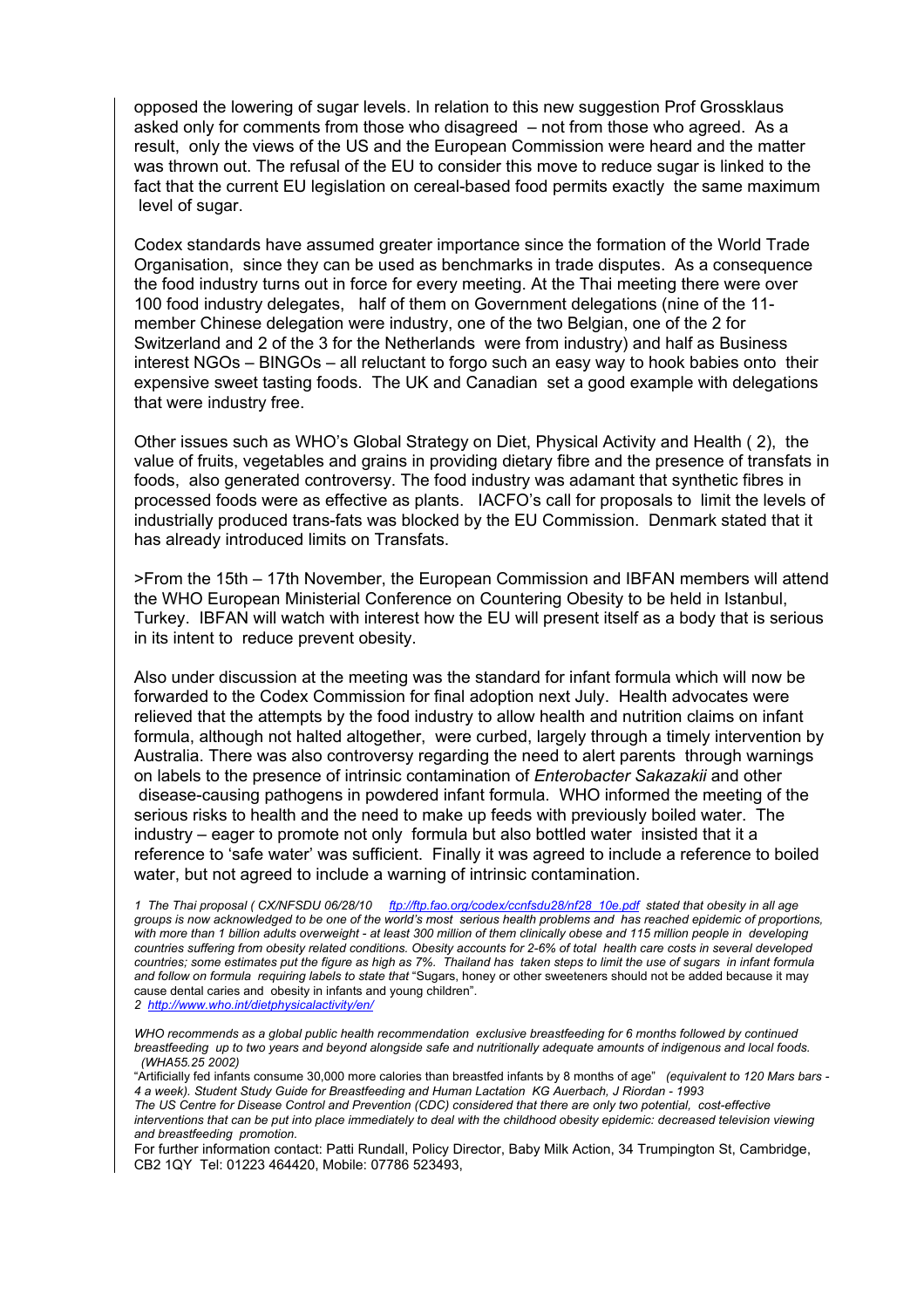opposed the lowering of sugar levels. In relation to this new suggestion Prof Grossklaus asked only for comments from those who disagreed – not from those who agreed. As a result, only the views of the US and the European Commission were heard and the matter was thrown out. The refusal of the EU to consider this move to reduce sugar is linked to the fact that the current EU legislation on cereal-based food permits exactly the same maximum level of sugar.

Codex standards have assumed greater importance since the formation of the World Trade Organisation, since they can be used as benchmarks in trade disputes. As a consequence the food industry turns out in force for every meeting. At the Thai meeting there were over 100 food industry delegates, half of them on Government delegations (nine of the 11-member Chinese delegation were industry, one of the two Belgian, one of the 2 for Switzerland and 2 of the 3 for the Netherlands were from industry) and half as Business interest NGOs – BINGOs – all reluctant to forgo such an easy way to hook babies onto their expensive sweet tasting foods. The UK and Canadian set a good example with delegations that were industry free.

Other issues such as WHO's Global Strategy on Diet, Physical Activity and Health ( 2), the value of fruits, vegetables and grains in providing dietary fibre and the presence of transfats in foods, also generated controversy. The food industry was adamant that synthetic fibres in processed foods were as effective as plants. IACFO's call for proposals to limit the levels of industrially produced trans-fats was blocked by the EU Commission. Denmark stated that it has already introduced limits on Transfats.

>From the 15th – 17th November, the European Commission and IBFAN members will attend the WHO European Ministerial Conference on Countering Obesity to be held in Istanbul, Turkey. IBFAN will watch with interest how the EU will present itself as a body that is serious in its intent to reduce prevent obesity.

Also under discussion at the meeting was the standard for infant formula which will now be forwarded to the Codex Commission for final adoption next July. Health advocates were relieved that the attempts by the food industry to allow health and nutrition claims on infant formula, although not halted altogether, were curbed, largely through a timely intervention by Australia. There was also controversy regarding the need to alert parents through warnings on labels to the presence of intrinsic contamination of *Enterobacter Sakazakii* and other disease-causing pathogens in powdered infant formula. WHO informed the meeting of the serious risks to health and the need to make up feeds with previously boiled water. The industry – eager to promote not only formula but also bottled water insisted that it a reference to 'safe water' was sufficient. Finally it was agreed to include a reference to boiled water, but not agreed to include a warning of intrinsic contamination.

*1 The Thai proposal ( CX/NFSDU 06/28/10 [ftp://ftp.fao.org/codex/ccnfsdu28/nf28_10e.pdf](ftp://ftp.fao.org/codex/ccnfsdu28/nf28_10e.pdf) stated that obesity in all age groups is now acknowledged to be one of the world's most serious health problems and has reached epidemic of proportions, with more than 1 billion adults overweight - at least 300 million of them clinically obese and 115 million people in developing countries suffering from obesity related conditions. Obesity accounts for 2-6% of total health care costs in several developed countries; some estimates put the figure as high as 7%. Thailand has taken steps to limit the use of sugars in infant formula and follow on formula requiring labels to state that* "Sugars, honey or other sweeteners should not be added because it may cause dental caries and obesity in infants and young children".

*2 [http://www.who.int/dietphysicalactivity/en/](http://www.who.int/dietphysicalactivity/en/)*

*WHO recommends as a global public health recommendation exclusive breastfeeding for 6 months followed by continued breastfeeding up to two years and beyond alongside safe and nutritionally adequate amounts of indigenous and local foods. (WHA55.25 2002)*

"Artificially fed infants consume 30,000 more calories than breastfed infants by 8 months of age" *(equivalent to 120 Mars bars - 4 a week). Student Study Guide for Breastfeeding and Human Lactation KG Auerbach, J Riordan - 1993*

*The US Centre for Disease Control and Prevention (CDC) considered that there are only two potential, cost-effective interventions that can be put into place immediately to deal with the childhood obesity epidemic: decreased television viewing and breastfeeding promotion.*

For further information contact: Patti Rundall, Policy Director, Baby Milk Action, 34 Trumpington St, Cambridge, CB2 1QY Tel: 01223 464420, Mobile: 07786 523493,